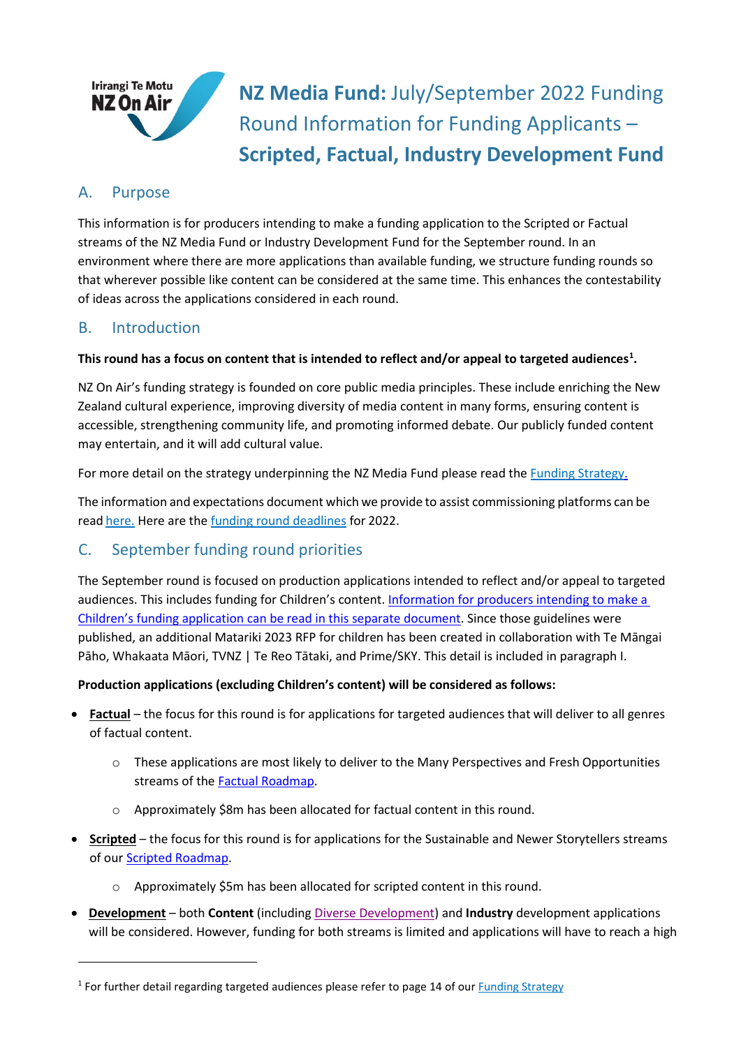# NZ Media Fund: July/September 2022 Funding Round Information for Funding Applicants – Scripted, Factual, Industry Development Fund

## A. Purpose

This information is for producers intending to make a funding application to the Scripted or Factual streams of the NZ Media Fund or Industry Development Fund for the September round. In an environment where there are more applications than available funding, we structure funding rounds so that wherever possible like content can be considered at the same time. This enhances the contestability of ideas across the applications considered in each round.

## B. Introduction

**This round has a focus on content that is intended to reflect and/or appeal to targeted audiences[1].**

NZ On Air's funding strategy is founded on core public media principles. These include enriching the New Zealand cultural experience, improving diversity of media content in many forms, ensuring content is accessible, strengthening community life, and promoting informed debate. Our publicly funded content may entertain, and it will add cultural value.

For more detail on the strategy underpinning the NZ Media Fund please read the Funding Strategy.

The information and expectations document which we provide to assist commissioning platforms can be read here. Here are the funding round deadlines for 2022.

## C. September funding round priorities

The September round is focused on production applications intended to reflect and/or appeal to targeted audiences. This includes funding for Children's content. Information for producers intending to make a Children's funding application can be read in this separate document. Since those guidelines were published, an additional Matariki 2023 RFP for children has been created in collaboration with Te Māngai Pāho, Whakaata Māori, TVNZ | Te Reo Tātaki, and Prime/SKY. This detail is included in paragraph I.

**Production applications (excluding Children's content) will be considered as follows:**

- **Factual** – the focus for this round is for applications for targeted audiences that will deliver to all genres of factual content.
  - These applications are most likely to deliver to the Many Perspectives and Fresh Opportunities streams of the Factual Roadmap.
  - Approximately $8m has been allocated for factual content in this round.
- **Scripted** – the focus for this round is for applications for the Sustainable and Newer Storytellers streams of our Scripted Roadmap.
  - Approximately $5m has been allocated for scripted content in this round.
- **Development** – both **Content** (including Diverse Development) and **Industry** development applications will be considered. However, funding for both streams is limited and applications will have to reach a high

[1] For further detail regarding targeted audiences please refer to page 14 of our Funding Strategy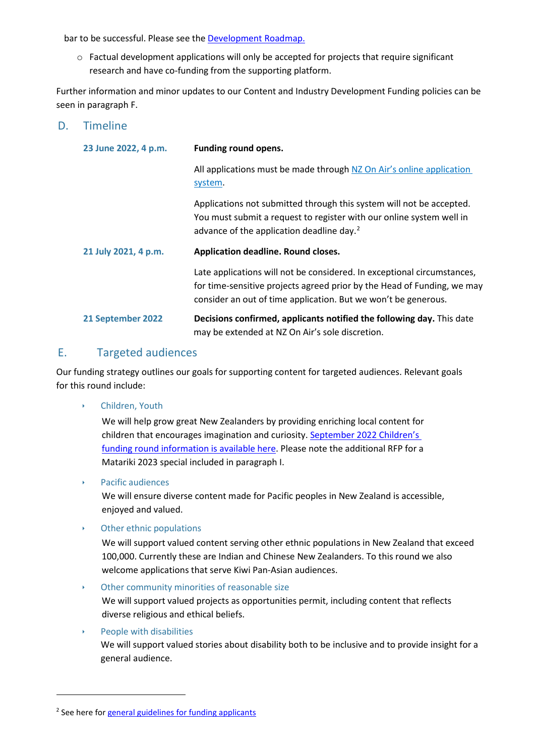bar to be successful. Please see the [Development Roadmap.](#)

- Factual development applications will only be accepted for projects that require significant research and have co-funding from the supporting platform.

Further information and minor updates to our Content and Industry Development Funding policies can be seen in paragraph F.

## D. Timeline

| | |
|---|---|
| **23 June 2022, 4 p.m.** | **Funding round opens.**<br><br>All applications must be made through NZ On Air's online application system.<br><br>Applications not submitted through this system will not be accepted. You must submit a request to register with our online system well in advance of the application deadline day.[2] |
| **21 July 2021, 4 p.m.** | **Application deadline. Round closes.**<br><br>Late applications will not be considered. In exceptional circumstances, for time-sensitive projects agreed prior by the Head of Funding, we may consider an out of time application. But we won't be generous. |
| **21 September 2022** | **Decisions confirmed, applicants notified the following day.** This date may be extended at NZ On Air's sole discretion. |

## E. Targeted audiences

Our funding strategy outlines our goals for supporting content for targeted audiences. Relevant goals for this round include:

- Children, Youth

  We will help grow great New Zealanders by providing enriching local content for children that encourages imagination and curiosity. September 2022 Children's funding round information is available here. Please note the additional RFP for a Matariki 2023 special included in paragraph I.

- Pacific audiences

  We will ensure diverse content made for Pacific peoples in New Zealand is accessible, enjoyed and valued.

- Other ethnic populations

  We will support valued content serving other ethnic populations in New Zealand that exceed 100,000. Currently these are Indian and Chinese New Zealanders. To this round we also welcome applications that serve Kiwi Pan-Asian audiences.

- Other community minorities of reasonable size

  We will support valued projects as opportunities permit, including content that reflects diverse religious and ethical beliefs.

- People with disabilities

  We will support valued stories about disability both to be inclusive and to provide insight for a general audience.

---

[2] See here for general guidelines for funding applicants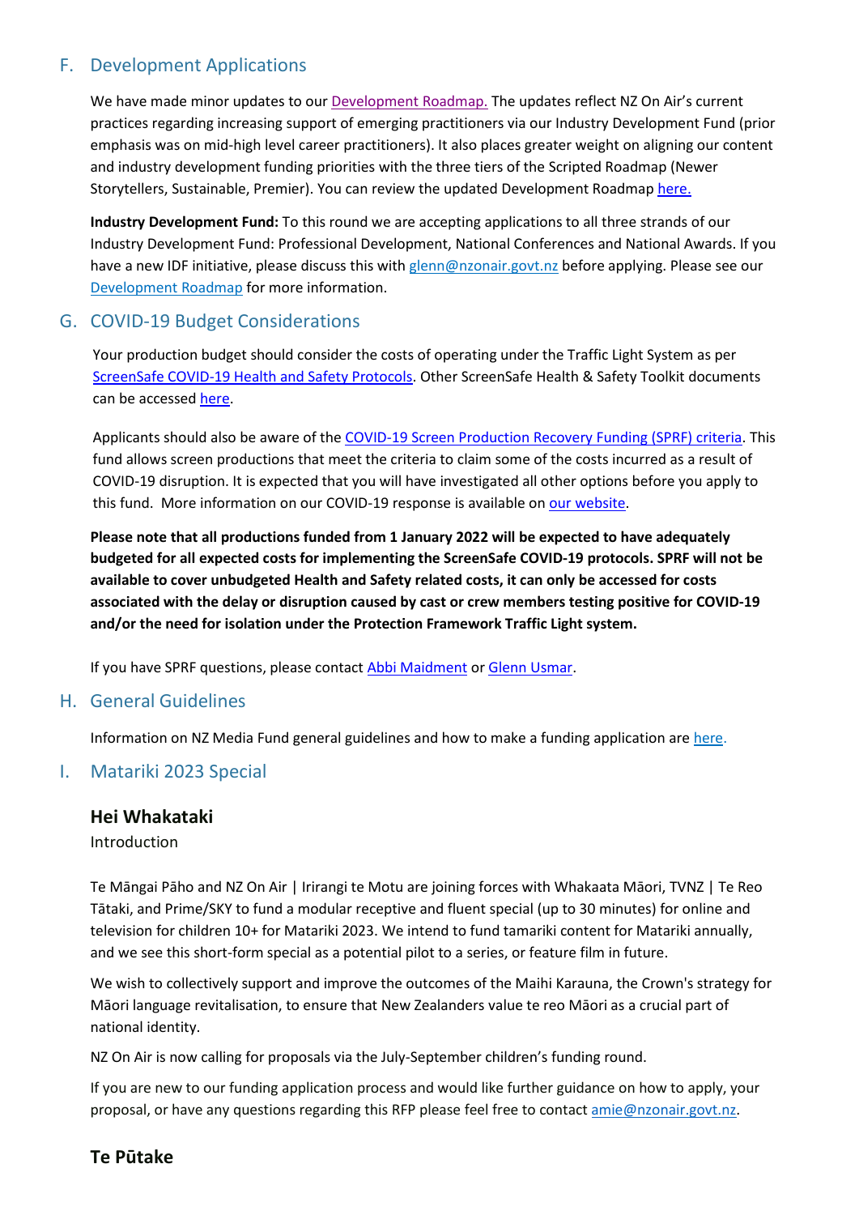## F. Development Applications

We have made minor updates to our Development Roadmap. The updates reflect NZ On Air's current practices regarding increasing support of emerging practitioners via our Industry Development Fund (prior emphasis was on mid-high level career practitioners). It also places greater weight on aligning our content and industry development funding priorities with the three tiers of the Scripted Roadmap (Newer Storytellers, Sustainable, Premier). You can review the updated Development Roadmap here.

**Industry Development Fund:** To this round we are accepting applications to all three strands of our Industry Development Fund: Professional Development, National Conferences and National Awards. If you have a new IDF initiative, please discuss this with glenn@nzonair.govt.nz before applying. Please see our Development Roadmap for more information.

## G. COVID-19 Budget Considerations

Your production budget should consider the costs of operating under the Traffic Light System as per ScreenSafe COVID-19 Health and Safety Protocols. Other ScreenSafe Health & Safety Toolkit documents can be accessed here.

Applicants should also be aware of the COVID-19 Screen Production Recovery Funding (SPRF) criteria. This fund allows screen productions that meet the criteria to claim some of the costs incurred as a result of COVID-19 disruption. It is expected that you will have investigated all other options before you apply to this fund. More information on our COVID-19 response is available on our website.

**Please note that all productions funded from 1 January 2022 will be expected to have adequately budgeted for all expected costs for implementing the ScreenSafe COVID-19 protocols. SPRF will not be available to cover unbudgeted Health and Safety related costs, it can only be accessed for costs associated with the delay or disruption caused by cast or crew members testing positive for COVID-19 and/or the need for isolation under the Protection Framework Traffic Light system.**

If you have SPRF questions, please contact Abbi Maidment or Glenn Usmar.

## H. General Guidelines

Information on NZ Media Fund general guidelines and how to make a funding application are here.

## I. Matariki 2023 Special

### Hei Whakataki

Introduction

Te Māngai Pāho and NZ On Air | Irirangi te Motu are joining forces with Whakaata Māori, TVNZ | Te Reo Tātaki, and Prime/SKY to fund a modular receptive and fluent special (up to 30 minutes) for online and television for children 10+ for Matariki 2023. We intend to fund tamariki content for Matariki annually, and we see this short-form special as a potential pilot to a series, or feature film in future.

We wish to collectively support and improve the outcomes of the Maihi Karauna, the Crown's strategy for Māori language revitalisation, to ensure that New Zealanders value te reo Māori as a crucial part of national identity.

NZ On Air is now calling for proposals via the July-September children's funding round.

If you are new to our funding application process and would like further guidance on how to apply, your proposal, or have any questions regarding this RFP please feel free to contact amie@nzonair.govt.nz.

### Te Pūtake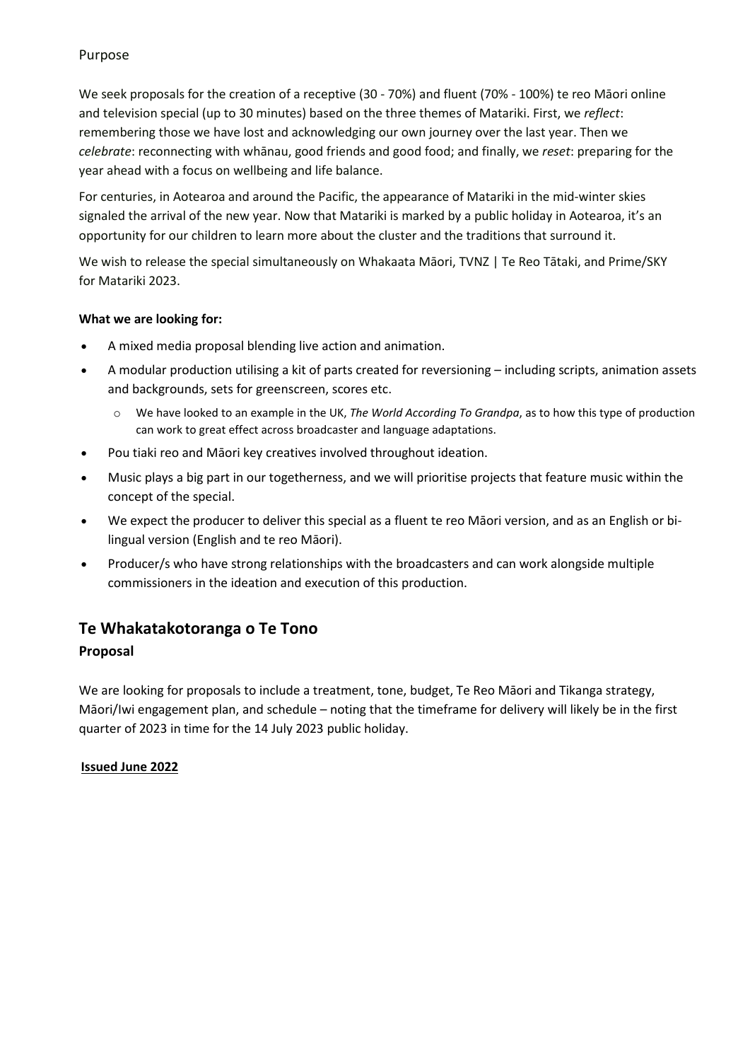Purpose

We seek proposals for the creation of a receptive (30 - 70%) and fluent (70% - 100%) te reo Māori online and television special (up to 30 minutes) based on the three themes of Matariki. First, we *reflect*: remembering those we have lost and acknowledging our own journey over the last year. Then we *celebrate*: reconnecting with whānau, good friends and good food; and finally, we *reset*: preparing for the year ahead with a focus on wellbeing and life balance.

For centuries, in Aotearoa and around the Pacific, the appearance of Matariki in the mid-winter skies signaled the arrival of the new year. Now that Matariki is marked by a public holiday in Aotearoa, it's an opportunity for our children to learn more about the cluster and the traditions that surround it.

We wish to release the special simultaneously on Whakaata Māori, TVNZ | Te Reo Tātaki, and Prime/SKY for Matariki 2023.

**What we are looking for:**

- A mixed media proposal blending live action and animation.
- A modular production utilising a kit of parts created for reversioning – including scripts, animation assets and backgrounds, sets for greenscreen, scores etc.
  - We have looked to an example in the UK, *The World According To Grandpa*, as to how this type of production can work to great effect across broadcaster and language adaptations.
- Pou tiaki reo and Māori key creatives involved throughout ideation.
- Music plays a big part in our togetherness, and we will prioritise projects that feature music within the concept of the special.
- We expect the producer to deliver this special as a fluent te reo Māori version, and as an English or bi-lingual version (English and te reo Māori).
- Producer/s who have strong relationships with the broadcasters and can work alongside multiple commissioners in the ideation and execution of this production.

## Te Whakatakotoranga o Te Tono

### Proposal

We are looking for proposals to include a treatment, tone, budget, Te Reo Māori and Tikanga strategy, Māori/Iwi engagement plan, and schedule – noting that the timeframe for delivery will likely be in the first quarter of 2023 in time for the 14 July 2023 public holiday.

**Issued June 2022**